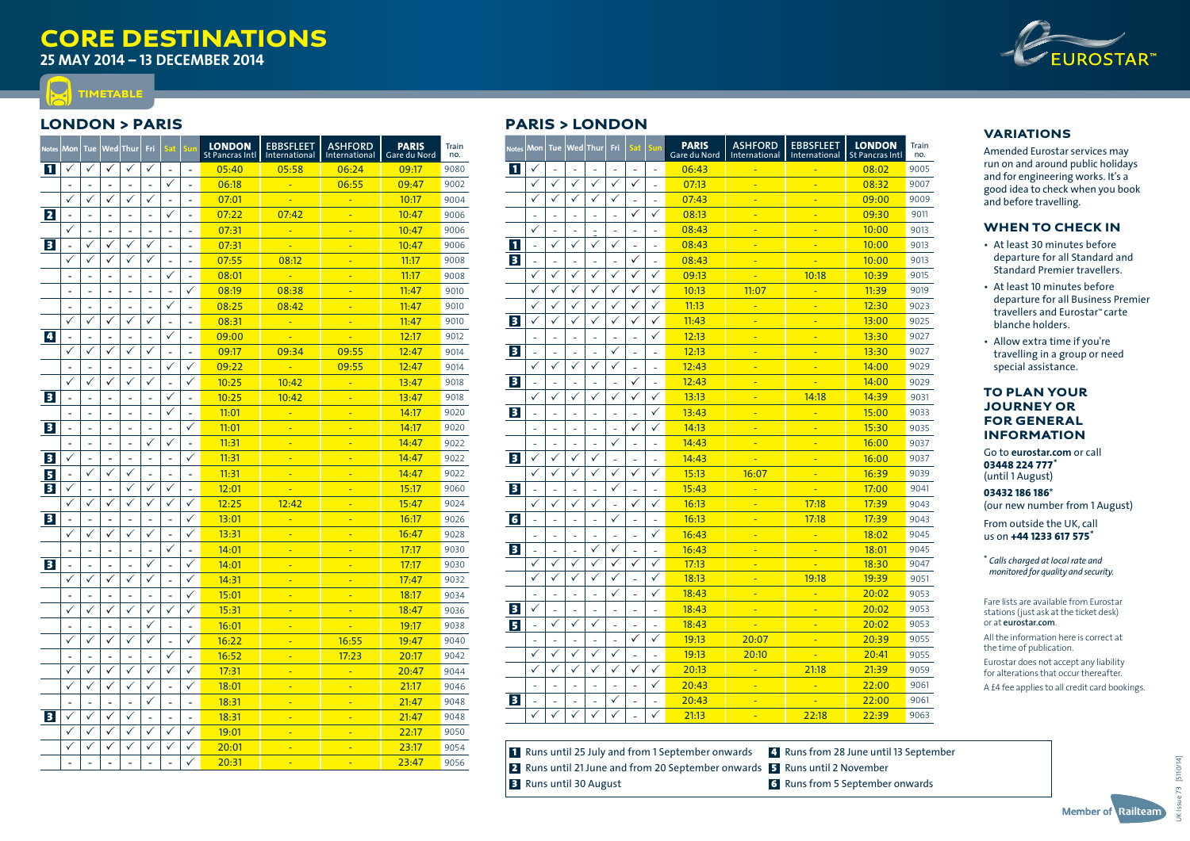# CORE DESTINATIONS

**25 MAY 2014 – 13 DECEMBER 2014**

TIMETABLE

## LONDON > PARIS

| Notes | Mon | Tue | Wed | Thur | Fri | Sat | Sun | LONDON St Pancras Intl | EBBSFLEET International | ASHFORD International | PARIS Gare du Nord | Train no. |
|---|---|---|---|---|---|---|---|---|---|---|---|---|
| 1 | ✓ | ✓ | ✓ | ✓ | ✓ | - | - | 05:40 | 05:58 | 06:24 | 09:17 | 9080 |
| | - | - | - | - | - | ✓ | - | 06:18 | - | 06:55 | 09:47 | 9002 |
| | ✓ | ✓ | ✓ | ✓ | ✓ | - | - | 07:01 | - | - | 10:17 | 9004 |
| 2 | - | - | - | - | - | ✓ | - | 07:22 | 07:42 | - | 10:47 | 9006 |
| | ✓ | - | - | - | - | - | - | 07:31 | - | - | 10:47 | 9006 |
| 3 | - | ✓ | ✓ | ✓ | ✓ | - | - | 07:31 | - | - | 10:47 | 9006 |
| | ✓ | ✓ | ✓ | ✓ | ✓ | - | - | 07:55 | 08:12 | - | 11:17 | 9008 |
| | - | - | - | - | - | ✓ | - | 08:01 | - | - | 11:17 | 9008 |
| | - | - | - | - | - | - | ✓ | 08:19 | 08:38 | - | 11:47 | 9010 |
| | - | - | - | - | - | ✓ | - | 08:25 | 08:42 | - | 11:47 | 9010 |
| | ✓ | ✓ | ✓ | ✓ | ✓ | - | - | 08:31 | - | - | 11:47 | 9010 |
| 4 | - | - | - | - | - | ✓ | - | 09:00 | - | - | 12:17 | 9012 |
| | ✓ | ✓ | ✓ | ✓ | ✓ | - | - | 09:17 | 09:34 | 09:55 | 12:47 | 9014 |
| | - | - | - | - | - | ✓ | ✓ | 09:22 | - | 09:55 | 12:47 | 9014 |
| | ✓ | ✓ | ✓ | ✓ | ✓ | - | ✓ | 10:25 | 10:42 | - | 13:47 | 9018 |
| 3 | - | - | - | - | - | ✓ | - | 10:25 | 10:42 | - | 13:47 | 9018 |
| | - | - | - | - | - | ✓ | - | 11:01 | - | - | 14:17 | 9020 |
| 3 | - | - | - | - | - | - | ✓ | 11:01 | - | - | 14:17 | 9020 |
| | - | - | - | - | ✓ | ✓ | - | 11:31 | - | - | 14:47 | 9022 |
| 3 | ✓ | - | - | - | - | - | ✓ | 11:31 | - | - | 14:47 | 9022 |
| 5 | - | ✓ | ✓ | ✓ | - | - | - | 11:31 | - | - | 14:47 | 9022 |
| 3 | ✓ | - | - | ✓ | ✓ | ✓ | - | 12:01 | - | - | 15:17 | 9060 |
| | ✓ | ✓ | ✓ | ✓ | ✓ | ✓ | ✓ | 12:25 | 12:42 | - | 15:47 | 9024 |
| 3 | - | - | - | - | - | - | ✓ | 13:01 | - | - | 16:17 | 9026 |
| | ✓ | ✓ | ✓ | ✓ | ✓ | - | ✓ | 13:31 | - | - | 16:47 | 9028 |
| | - | - | - | - | - | ✓ | - | 14:01 | - | - | 17:17 | 9030 |
| 3 | - | - | - | - | ✓ | - | ✓ | 14:01 | - | - | 17:17 | 9030 |
| | ✓ | ✓ | ✓ | ✓ | ✓ | - | ✓ | 14:31 | - | - | 17:47 | 9032 |
| | - | - | - | - | - | - | ✓ | 15:01 | - | - | 18:17 | 9034 |
| | ✓ | ✓ | ✓ | ✓ | ✓ | ✓ | ✓ | 15:31 | - | - | 18:47 | 9036 |
| | - | - | - | - | ✓ | - | - | 16:01 | - | - | 19:17 | 9038 |
| | ✓ | ✓ | ✓ | ✓ | ✓ | - | ✓ | 16:22 | - | 16:55 | 19:47 | 9040 |
| | - | - | - | - | - | ✓ | - | 16:52 | - | 17:23 | 20:17 | 9042 |
| | ✓ | ✓ | ✓ | ✓ | ✓ | ✓ | ✓ | 17:31 | - | - | 20:47 | 9044 |
| | ✓ | ✓ | ✓ | ✓ | ✓ | - | ✓ | 18:01 | - | - | 21:17 | 9046 |
| | - | - | - | - | ✓ | - | - | 18:31 | - | - | 21:47 | 9048 |
| 3 | ✓ | ✓ | ✓ | ✓ | - | - | - | 18:31 | - | - | 21:47 | 9048 |
| | ✓ | ✓ | ✓ | ✓ | ✓ | ✓ | ✓ | 19:01 | - | - | 22:17 | 9050 |
| | ✓ | ✓ | ✓ | ✓ | ✓ | ✓ | ✓ | 20:01 | - | - | 23:17 | 9054 |
| | - | - | - | - | - | - | ✓ | 20:31 | - | - | 23:47 | 9056 |

## PARIS > LONDON

| Notes | Mon | Tue | Wed | Thur | Fri | Sat | Sun | PARIS Gare du Nord | ASHFORD International | EBBSFLEET International | LONDON St Pancras Intl | Train no. |
|---|---|---|---|---|---|---|---|---|---|---|---|---|
| 1 | ✓ | - | - | - | - | - | - | 06:43 | - | - | 08:02 | 9005 |
| | ✓ | ✓ | ✓ | ✓ | ✓ | ✓ | - | 07:13 | - | - | 08:32 | 9007 |
| | ✓ | ✓ | ✓ | ✓ | ✓ | - | - | 07:43 | - | - | 09:00 | 9009 |
| | - | - | - | - | - | ✓ | ✓ | 08:13 | - | - | 09:30 | 9011 |
| | ✓ | - | - | - | - | - | - | 08:43 | - | - | 10:00 | 9013 |
| 1 | - | ✓ | ✓ | ✓ | ✓ | - | - | 08:43 | - | - | 10:00 | 9013 |
| 3 | - | - | - | - | - | ✓ | - | 08:43 | - | - | 10:00 | 9013 |
| | ✓ | ✓ | ✓ | ✓ | ✓ | ✓ | ✓ | 09:13 | - | 10:18 | 10:39 | 9015 |
| | ✓ | ✓ | ✓ | ✓ | ✓ | ✓ | ✓ | 10:13 | 11:07 | - | 11:39 | 9019 |
| | ✓ | ✓ | ✓ | ✓ | ✓ | ✓ | ✓ | 11:13 | - | - | 12:30 | 9023 |
| 3 | ✓ | ✓ | ✓ | ✓ | ✓ | ✓ | ✓ | 11:43 | - | - | 13:00 | 9025 |
| | - | - | - | - | - | - | ✓ | 12:13 | - | - | 13:30 | 9027 |
| 3 | - | - | - | - | ✓ | - | - | 12:13 | - | - | 13:30 | 9027 |
| | ✓ | ✓ | ✓ | ✓ | ✓ | - | - | 12:43 | - | - | 14:00 | 9029 |
| 3 | - | - | - | - | - | ✓ | - | 12:43 | - | - | 14:00 | 9029 |
| | ✓ | ✓ | ✓ | ✓ | ✓ | ✓ | ✓ | 13:13 | - | 14:18 | 14:39 | 9031 |
| 3 | - | - | - | - | - | - | ✓ | 13:43 | - | - | 15:00 | 9033 |
| | - | - | - | - | - | ✓ | ✓ | 14:13 | - | - | 15:30 | 9035 |
| | - | - | - | - | ✓ | - | - | 14:43 | - | - | 16:00 | 9037 |
| 3 | ✓ | ✓ | ✓ | ✓ | - | - | - | 14:43 | - | - | 16:00 | 9037 |
| | ✓ | ✓ | ✓ | ✓ | ✓ | ✓ | ✓ | 15:13 | 16:07 | - | 16:39 | 9039 |
| 3 | - | - | - | - | ✓ | - | - | 15:43 | - | - | 17:00 | 9041 |
| | ✓ | ✓ | ✓ | ✓ | - | ✓ | ✓ | 16:13 | - | 17:18 | 17:39 | 9043 |
| 6 | - | - | - | - | ✓ | - | - | 16:13 | - | 17:18 | 17:39 | 9043 |
| | - | - | - | - | - | - | ✓ | 16:43 | - | - | 18:02 | 9045 |
| 3 | - | - | - | ✓ | ✓ | - | - | 16:43 | - | - | 18:01 | 9045 |
| | ✓ | ✓ | ✓ | ✓ | ✓ | ✓ | ✓ | 17:13 | - | - | 18:30 | 9047 |
| | ✓ | ✓ | ✓ | ✓ | ✓ | - | ✓ | 18:13 | - | 19:18 | 19:39 | 9051 |
| | - | - | - | - | ✓ | - | ✓ | 18:43 | - | - | 20:02 | 9053 |
| 3 | ✓ | - | - | - | - | - | - | 18:43 | - | - | 20:02 | 9053 |
| 5 | - | ✓ | ✓ | ✓ | - | - | - | 18:43 | - | - | 20:02 | 9053 |
| | - | - | - | - | - | ✓ | ✓ | 19:13 | 20:07 | - | 20:39 | 9055 |
| | ✓ | ✓ | ✓ | ✓ | ✓ | - | - | 19:13 | 20:10 | - | 20:41 | 9055 |
| | ✓ | ✓ | ✓ | ✓ | ✓ | ✓ | ✓ | 20:13 | - | 21:18 | 21:39 | 9059 |
| | - | - | - | - | - | - | ✓ | 20:43 | - | - | 22:00 | 9061 |
| 3 | - | - | - | - | ✓ | - | - | 20:43 | - | - | 22:00 | 9061 |
| | ✓ | ✓ | ✓ | ✓ | ✓ | - | ✓ | 21:13 | - | 22:18 | 22:39 | 9063 |

1. Runs until 25 July and from 1 September onwards
2. Runs until 21 June and from 20 September onwards
3. Runs until 30 August
4. Runs from 28 June until 13 September
5. Runs until 2 November
6. Runs from 5 September onwards

## VARIATIONS

Amended Eurostar services may run on and around public holidays and for engineering works. It's a good idea to check when you book and before travelling.

## WHEN TO CHECK IN

- At least 30 minutes before departure for all Standard and Standard Premier travellers.
- At least 10 minutes before departure for all Business Premier travellers and Eurostar™ carte blanche holders.
- Allow extra time if you're travelling in a group or need special assistance.

## TO PLAN YOUR JOURNEY OR FOR GENERAL INFORMATION

Go to **eurostar.com** or call **03448 224 777***
(until 1 August)

**03432 186 186***
(our new number from 1 August)

From outside the UK, call us on **+44 1233 617 575***

*\* Calls charged at local rate and monitored for quality and security.*

Fare lists are available from Eurostar stations (just ask at the ticket desk) or at **eurostar.com**.

All the information here is correct at the time of publication.

Eurostar does not accept any liability for alterations that occur thereafter.

A £4 fee applies to all credit card bookings.

Member of Railteam

UK Issue 73 [5110/14]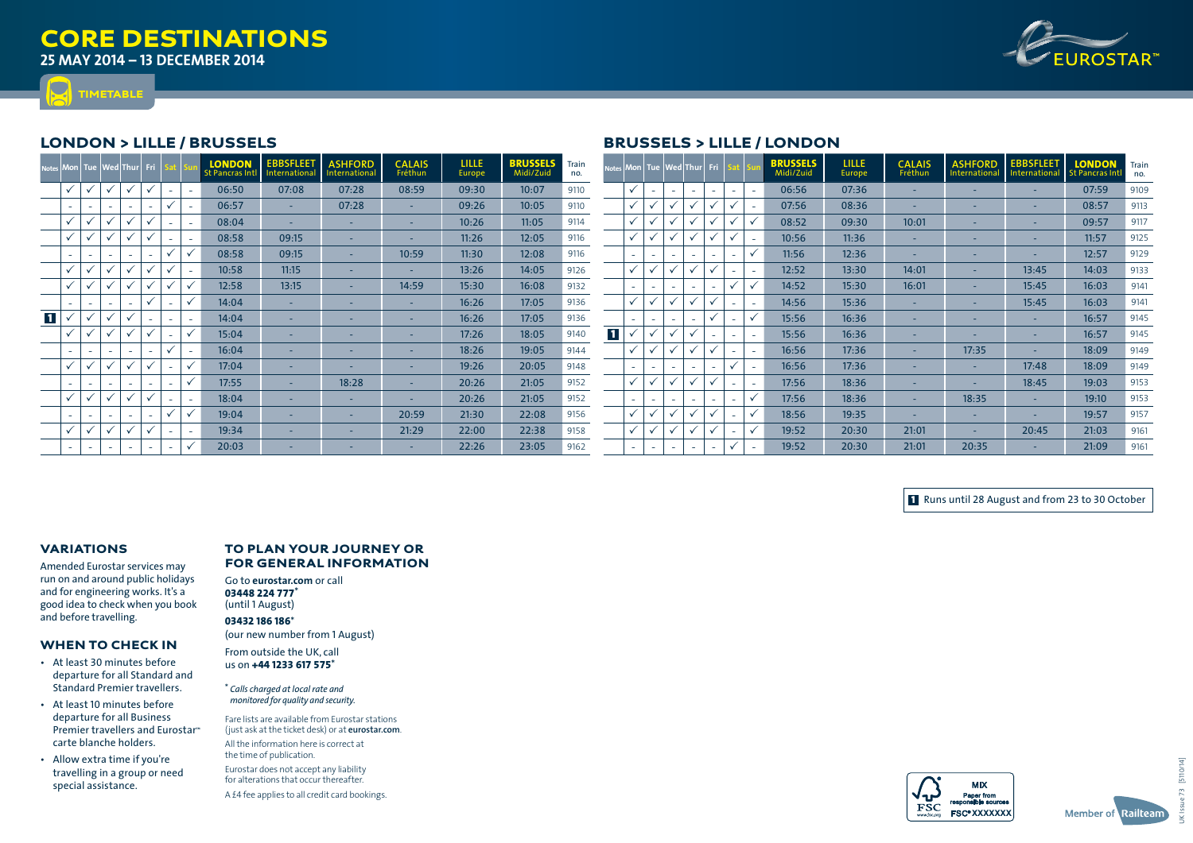# CORE DESTINATIONS

**25 MAY 2014 – 13 DECEMBER 2014**

EUROSTAR™

TIMETABLE

## LONDON > LILLE / BRUSSELS

| Notes | Mon | Tue | Wed | Thur | Fri | Sat | Sun | LONDON St Pancras Intl | EBBSFLEET International | ASHFORD International | CALAIS Fréthun | LILLE Europe | BRUSSELS Midi/Zuid | Train no. |
|---|---|---|---|---|---|---|---|---|---|---|---|---|---|---|
| | ✓ | ✓ | ✓ | ✓ | ✓ | - | - | 06:50 | 07:08 | 07:28 | 08:59 | 09:30 | 10:07 | 9110 |
| | - | - | - | - | - | ✓ | - | 06:57 | - | 07:28 | - | 09:26 | 10:05 | 9110 |
| | ✓ | ✓ | ✓ | ✓ | ✓ | - | - | 08:04 | - | - | - | 10:26 | 11:05 | 9114 |
| | ✓ | ✓ | ✓ | ✓ | ✓ | - | - | 08:58 | 09:15 | - | - | 11:26 | 12:05 | 9116 |
| | - | - | - | - | - | ✓ | ✓ | 08:58 | 09:15 | - | 10:59 | 11:30 | 12:08 | 9116 |
| | ✓ | ✓ | ✓ | ✓ | ✓ | ✓ | - | 10:58 | 11:15 | - | - | 13:26 | 14:05 | 9126 |
| | ✓ | ✓ | ✓ | ✓ | ✓ | ✓ | ✓ | 12:58 | 13:15 | - | 14:59 | 15:30 | 16:08 | 9132 |
| | - | - | - | - | ✓ | - | ✓ | 14:04 | - | - | - | 16:26 | 17:05 | 9136 |
| 1 | ✓ | ✓ | ✓ | ✓ | - | - | - | 14:04 | - | - | - | 16:26 | 17:05 | 9136 |
| | ✓ | ✓ | ✓ | ✓ | ✓ | - | ✓ | 15:04 | - | - | - | 17:26 | 18:05 | 9140 |
| | - | - | - | - | - | ✓ | - | 16:04 | - | - | - | 18:26 | 19:05 | 9144 |
| | ✓ | ✓ | ✓ | ✓ | ✓ | - | ✓ | 17:04 | - | - | - | 19:26 | 20:05 | 9148 |
| | - | - | - | - | - | - | ✓ | 17:55 | - | 18:28 | - | 20:26 | 21:05 | 9152 |
| | ✓ | ✓ | ✓ | ✓ | ✓ | - | - | 18:04 | - | - | - | 20:26 | 21:05 | 9152 |
| | - | - | - | - | - | ✓ | ✓ | 19:04 | - | - | 20:59 | 21:30 | 22:08 | 9156 |
| | ✓ | ✓ | ✓ | ✓ | ✓ | - | - | 19:34 | - | - | 21:29 | 22:00 | 22:38 | 9158 |
| | - | - | - | - | - | - | ✓ | 20:03 | - | - | - | 22:26 | 23:05 | 9162 |

## BRUSSELS > LILLE / LONDON

| Notes | Mon | Tue | Wed | Thur | Fri | Sat | Sun | BRUSSELS Midi/Zuid | LILLE Europe | CALAIS Fréthun | ASHFORD International | EBBSFLEET International | LONDON St Pancras Intl | Train no. |
|---|---|---|---|---|---|---|---|---|---|---|---|---|---|---|
| | ✓ | - | - | - | - | - | - | 06:56 | 07:36 | - | - | - | 07:59 | 9109 |
| | ✓ | ✓ | ✓ | ✓ | ✓ | ✓ | - | 07:56 | 08:36 | - | - | - | 08:57 | 9113 |
| | ✓ | ✓ | ✓ | ✓ | ✓ | ✓ | ✓ | 08:52 | 09:30 | 10:01 | - | - | 09:57 | 9117 |
| | ✓ | ✓ | ✓ | ✓ | ✓ | ✓ | - | 10:56 | 11:36 | - | - | - | 11:57 | 9125 |
| | - | - | - | - | - | - | ✓ | 11:56 | 12:36 | - | - | - | 12:57 | 9129 |
| | ✓ | ✓ | ✓ | ✓ | ✓ | - | - | 12:52 | 13:30 | 14:01 | - | 13:45 | 14:03 | 9133 |
| | - | - | - | - | - | ✓ | ✓ | 14:52 | 15:30 | 16:01 | - | 15:45 | 16:03 | 9141 |
| | ✓ | ✓ | ✓ | ✓ | ✓ | - | - | 14:56 | 15:36 | - | - | 15:45 | 16:03 | 9141 |
| | - | - | - | - | ✓ | - | ✓ | 15:56 | 16:36 | - | - | - | 16:57 | 9145 |
| 1 | ✓ | ✓ | ✓ | ✓ | - | - | - | 15:56 | 16:36 | - | - | - | 16:57 | 9145 |
| | ✓ | ✓ | ✓ | ✓ | ✓ | - | - | 16:56 | 17:36 | - | 17:35 | - | 18:09 | 9149 |
| | - | - | - | - | - | ✓ | - | 16:56 | 17:36 | - | - | 17:48 | 18:09 | 9149 |
| | ✓ | ✓ | ✓ | ✓ | ✓ | - | - | 17:56 | 18:36 | - | - | 18:45 | 19:03 | 9153 |
| | - | - | - | - | - | - | ✓ | 17:56 | 18:36 | - | 18:35 | - | 19:10 | 9153 |
| | ✓ | ✓ | ✓ | ✓ | ✓ | - | ✓ | 18:56 | 19:35 | - | - | - | 19:57 | 9157 |
| | ✓ | ✓ | ✓ | ✓ | ✓ | - | ✓ | 19:52 | 20:30 | 21:01 | - | 20:45 | 21:03 | 9161 |
| | - | - | - | - | - | ✓ | - | 19:52 | 20:30 | 21:01 | 20:35 | - | 21:09 | 9161 |

**1** Runs until 28 August and from 23 to 30 October

### VARIATIONS

Amended Eurostar services may run on and around public holidays and for engineering works. It's a good idea to check when you book and before travelling.

### WHEN TO CHECK IN

- At least 30 minutes before departure for all Standard and Standard Premier travellers.
- At least 10 minutes before departure for all Business Premier travellers and Eurostar™ carte blanche holders.
- Allow extra time if you're travelling in a group or need special assistance.

### TO PLAN YOUR JOURNEY OR FOR GENERAL INFORMATION

Go to **eurostar.com** or call
**03448 224 777***
(until 1 August)

**03432 186 186***
(our new number from 1 August)

From outside the UK, call us on **+44 1233 617 575***

*\* Calls charged at local rate and monitored for quality and security.*

Fare lists are available from Eurostar stations (just ask at the ticket desk) or at **eurostar.com**.

All the information here is correct at the time of publication.

Eurostar does not accept any liability for alterations that occur thereafter.

A £4 fee applies to all credit card bookings.

MIX
Paper from responsible sources
FSC® XXXXXXX

Member of Railteam

UK Issue 73 [5110/14]